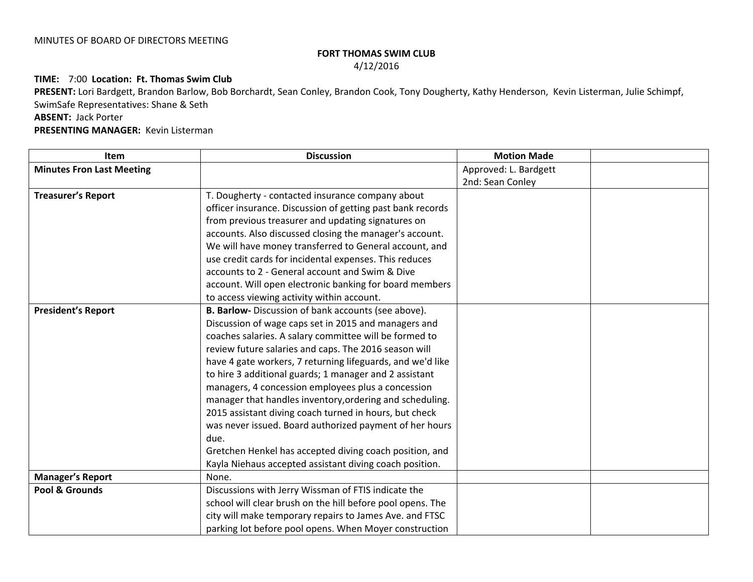MINUTES OF BOARD OF DIRECTORS MEETING

**FORT THOMAS SWIM CLUB**

4/12/2016

**TIME:** 7:00 **Location: Ft. Thomas Swim Club**

**PRESENT:** Lori Bardgett, Brandon Barlow, Bob Borchardt, Sean Conley, Brandon Cook, Tony Dougherty, Kathy Henderson, Kevin Listerman, Julie Schimpf, SwimSafe Representatives: Shane & Seth

**ABSENT:** Jack Porter

**PRESENTING MANAGER:** Kevin Listerman

| Item | Discussion | Motion Made | |
|---|---|---|---|
| **Minutes Fron Last Meeting** | | Approved: L. Bardgett<br>2nd: Sean Conley | |
| **Treasurer's Report** | T. Dougherty - contacted insurance company about officer insurance. Discussion of getting past bank records from previous treasurer and updating signatures on accounts. Also discussed closing the manager's account. We will have money transferred to General account, and use credit cards for incidental expenses. This reduces accounts to 2 - General account and Swim & Dive account. Will open electronic banking for board members to access viewing activity within account. | | |
| **President's Report** | **B. Barlow-** Discussion of bank accounts (see above). Discussion of wage caps set in 2015 and managers and coaches salaries. A salary committee will be formed to review future salaries and caps. The 2016 season will have 4 gate workers, 7 returning lifeguards, and we'd like to hire 3 additional guards; 1 manager and 2 assistant managers, 4 concession employees plus a concession manager that handles inventory,ordering and scheduling. 2015 assistant diving coach turned in hours, but check was never issued. Board authorized payment of her hours due.<br>Gretchen Henkel has accepted diving coach position, and Kayla Niehaus accepted assistant diving coach position. | | |
| **Manager's Report** | None. | | |
| **Pool & Grounds** | Discussions with Jerry Wissman of FTIS indicate the school will clear brush on the hill before pool opens. The city will make temporary repairs to James Ave. and FTSC parking lot before pool opens. When Moyer construction | | |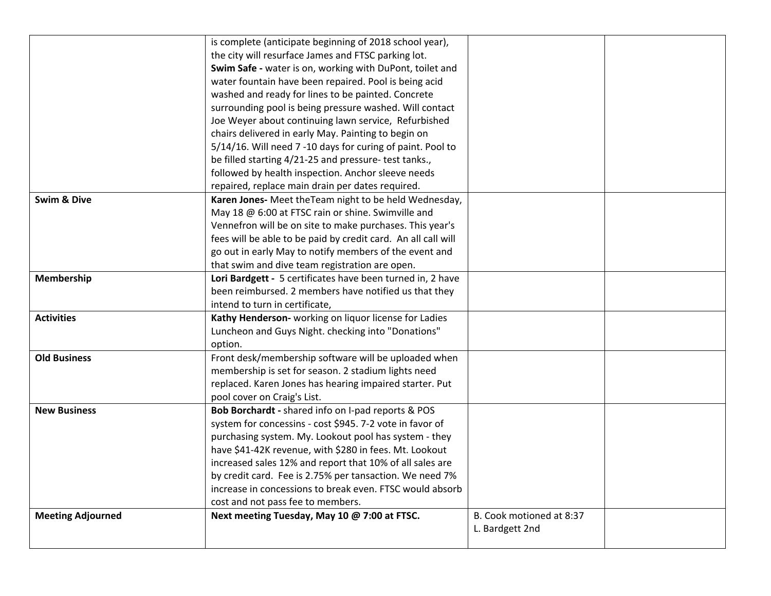| | | | |
|---|---|---|---|
| | is complete (anticipate beginning of 2018 school year), the city will resurface James and FTSC parking lot.<br>**Swim Safe -** water is on, working with DuPont, toilet and water fountain have been repaired. Pool is being acid washed and ready for lines to be painted. Concrete surrounding pool is being pressure washed. Will contact Joe Weyer about continuing lawn service, Refurbished chairs delivered in early May. Painting to begin on 5/14/16. Will need 7 -10 days for curing of paint. Pool to be filled starting 4/21-25 and pressure- test tanks., followed by health inspection. Anchor sleeve needs repaired, replace main drain per dates required. | | |
| **Swim & Dive** | **Karen Jones-** Meet theTeam night to be held Wednesday, May 18 @ 6:00 at FTSC rain or shine. Swimville and Vennefron will be on site to make purchases. This year's fees will be able to be paid by credit card. An all call will go out in early May to notify members of the event and that swim and dive team registration are open. | | |
| **Membership** | **Lori Bardgett -** 5 certificates have been turned in, 2 have been reimbursed. 2 members have notified us that they intend to turn in certificate, | | |
| **Activities** | **Kathy Henderson-** working on liquor license for Ladies Luncheon and Guys Night. checking into "Donations" option. | | |
| **Old Business** | Front desk/membership software will be uploaded when membership is set for season. 2 stadium lights need replaced. Karen Jones has hearing impaired starter. Put pool cover on Craig's List. | | |
| **New Business** | **Bob Borchardt -** shared info on I-pad reports & POS system for concessins - cost $945. 7-2 vote in favor of purchasing system. My. Lookout pool has system - they have $41-42K revenue, with $280 in fees. Mt. Lookout increased sales 12% and report that 10% of all sales are by credit card. Fee is 2.75% per tansaction. We need 7% increase in concessions to break even. FTSC would absorb cost and not pass fee to members. | | |
| **Meeting Adjourned** | **Next meeting Tuesday, May 10 @ 7:00 at FTSC.** | B. Cook motioned at 8:37<br>L. Bardgett 2nd | |